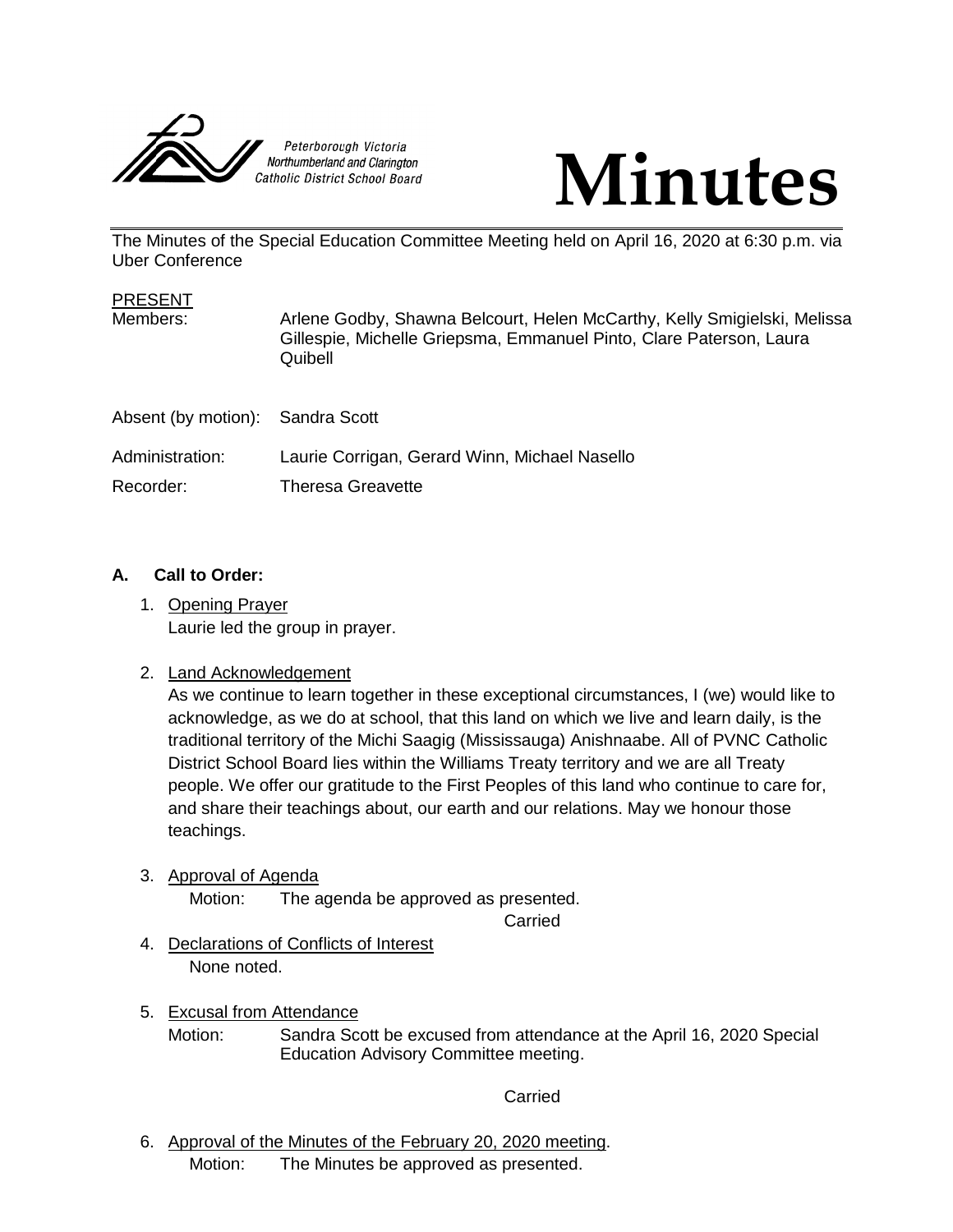Peterborough Victoria Northumberland and Clarington Catholic District School Board

# Minutes

The Minutes of the Special Education Committee Meeting held on April 16, 2020 at 6:30 p.m. via Uber Conference

PRESENT

| | |
|---|---|
| Members: | Arlene Godby, Shawna Belcourt, Helen McCarthy, Kelly Smigielski, Melissa Gillespie, Michelle Griepsma, Emmanuel Pinto, Clare Paterson, Laura Quibell |
| Absent (by motion): | Sandra Scott |
| Administration: | Laurie Corrigan, Gerard Winn, Michael Nasello |
| Recorder: | Theresa Greavette |

**A. Call to Order:**

1. Opening Prayer
   Laurie led the group in prayer.

2. Land Acknowledgement
   As we continue to learn together in these exceptional circumstances, I (we) would like to acknowledge, as we do at school, that this land on which we live and learn daily, is the traditional territory of the Michi Saagig (Mississauga) Anishnaabe. All of PVNC Catholic District School Board lies within the Williams Treaty territory and we are all Treaty people. We offer our gratitude to the First Peoples of this land who continue to care for, and share their teachings about, our earth and our relations. May we honour those teachings.

3. Approval of Agenda
   Motion: The agenda be approved as presented.
   Carried

4. Declarations of Conflicts of Interest
   None noted.

5. Excusal from Attendance
   Motion: Sandra Scott be excused from attendance at the April 16, 2020 Special Education Advisory Committee meeting.
   Carried

6. Approval of the Minutes of the February 20, 2020 meeting.
   Motion: The Minutes be approved as presented.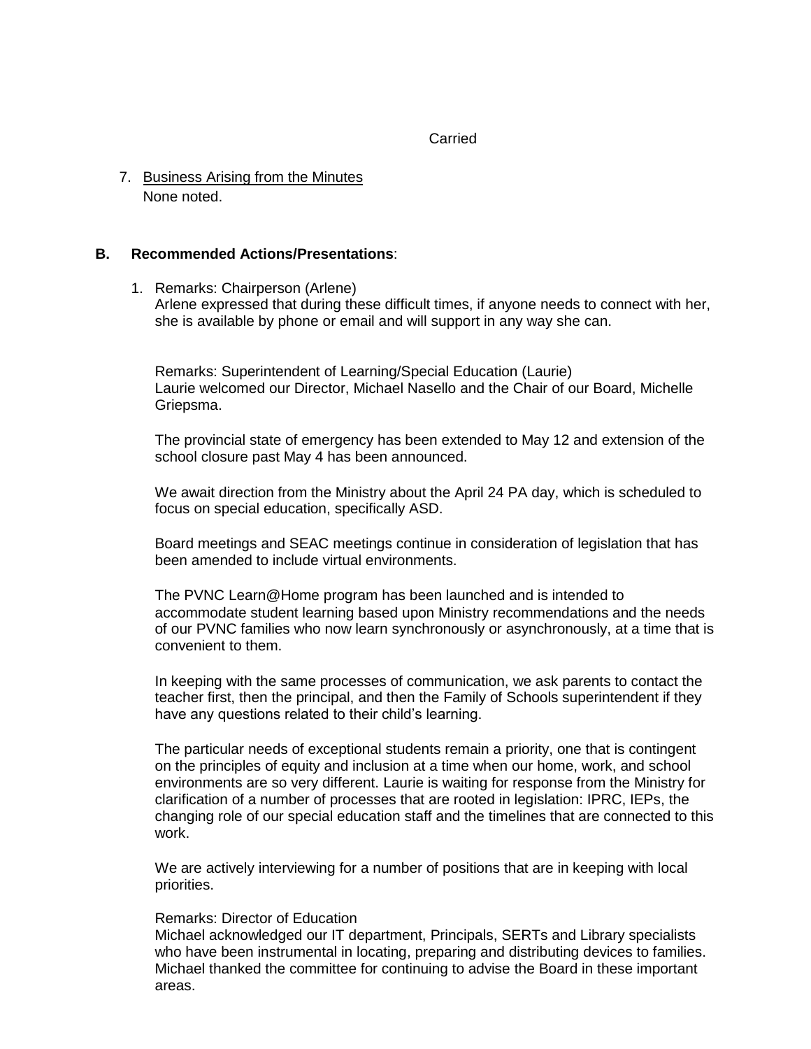Carried

7. Business Arising from the Minutes
   None noted.

**B. Recommended Actions/Presentations**:

1. Remarks: Chairperson (Arlene)
   Arlene expressed that during these difficult times, if anyone needs to connect with her, she is available by phone or email and will support in any way she can.

   Remarks: Superintendent of Learning/Special Education (Laurie)
   Laurie welcomed our Director, Michael Nasello and the Chair of our Board, Michelle Griepsma.

   The provincial state of emergency has been extended to May 12 and extension of the school closure past May 4 has been announced.

   We await direction from the Ministry about the April 24 PA day, which is scheduled to focus on special education, specifically ASD.

   Board meetings and SEAC meetings continue in consideration of legislation that has been amended to include virtual environments.

   The PVNC Learn@Home program has been launched and is intended to accommodate student learning based upon Ministry recommendations and the needs of our PVNC families who now learn synchronously or asynchronously, at a time that is convenient to them.

   In keeping with the same processes of communication, we ask parents to contact the teacher first, then the principal, and then the Family of Schools superintendent if they have any questions related to their child's learning.

   The particular needs of exceptional students remain a priority, one that is contingent on the principles of equity and inclusion at a time when our home, work, and school environments are so very different. Laurie is waiting for response from the Ministry for clarification of a number of processes that are rooted in legislation: IPRC, IEPs, the changing role of our special education staff and the timelines that are connected to this work.

   We are actively interviewing for a number of positions that are in keeping with local priorities.

   Remarks: Director of Education
   Michael acknowledged our IT department, Principals, SERTs and Library specialists who have been instrumental in locating, preparing and distributing devices to families. Michael thanked the committee for continuing to advise the Board in these important areas.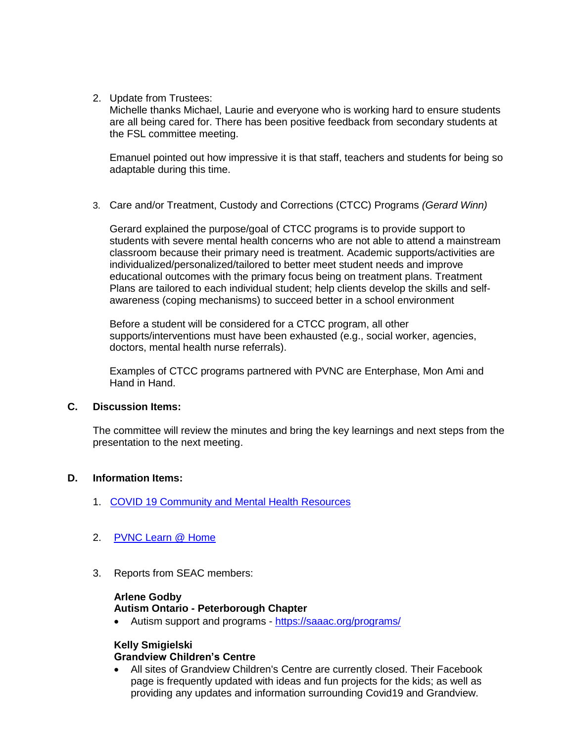2. Update from Trustees:
   Michelle thanks Michael, Laurie and everyone who is working hard to ensure students are all being cared for. There has been positive feedback from secondary students at the FSL committee meeting.

   Emanuel pointed out how impressive it is that staff, teachers and students for being so adaptable during this time.

3. Care and/or Treatment, Custody and Corrections (CTCC) Programs *(Gerard Winn)*

   Gerard explained the purpose/goal of CTCC programs is to provide support to students with severe mental health concerns who are not able to attend a mainstream classroom because their primary need is treatment. Academic supports/activities are individualized/personalized/tailored to better meet student needs and improve educational outcomes with the primary focus being on treatment plans. Treatment Plans are tailored to each individual student; help clients develop the skills and self-awareness (coping mechanisms) to succeed better in a school environment

   Before a student will be considered for a CTCC program, all other supports/interventions must have been exhausted (e.g., social worker, agencies, doctors, mental health nurse referrals).

   Examples of CTCC programs partnered with PVNC are Enterphase, Mon Ami and Hand in Hand.

## C. Discussion Items:

The committee will review the minutes and bring the key learnings and next steps from the presentation to the next meeting.

## D. Information Items:

1. COVID 19 Community and Mental Health Resources

2. PVNC Learn @ Home

3. Reports from SEAC members:

   **Arlene Godby**
   **Autism Ontario - Peterborough Chapter**
   - Autism support and programs - https://saaac.org/programs/

   **Kelly Smigielski**
   **Grandview Children's Centre**
   - All sites of Grandview Children's Centre are currently closed. Their Facebook page is frequently updated with ideas and fun projects for the kids; as well as providing any updates and information surrounding Covid19 and Grandview.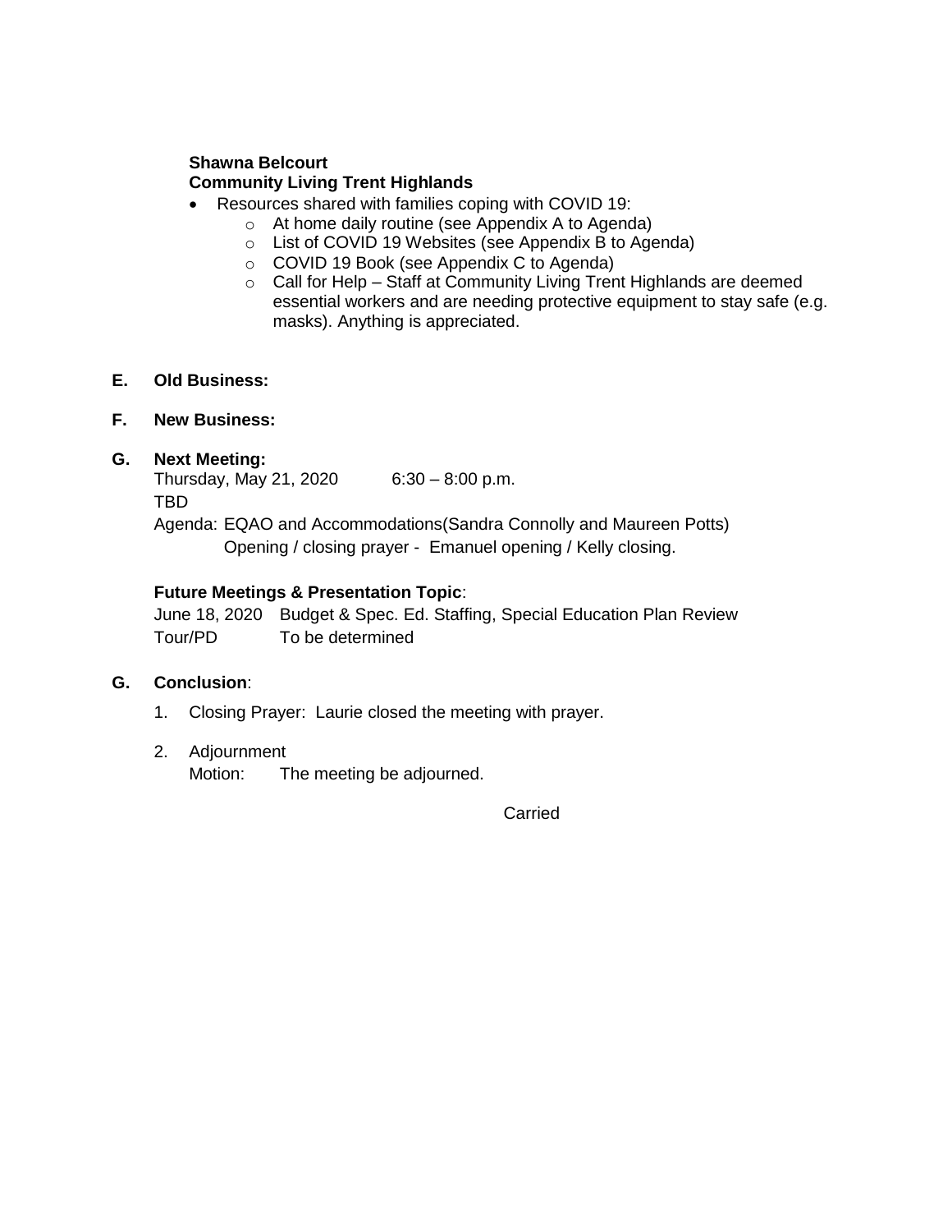**Shawna Belcourt**
**Community Living Trent Highlands**

- Resources shared with families coping with COVID 19:
  - At home daily routine (see Appendix A to Agenda)
  - List of COVID 19 Websites (see Appendix B to Agenda)
  - COVID 19 Book (see Appendix C to Agenda)
  - Call for Help – Staff at Community Living Trent Highlands are deemed essential workers and are needing protective equipment to stay safe (e.g. masks). Anything is appreciated.

**E. Old Business:**

**F. New Business:**

**G. Next Meeting:**

Thursday, May 21, 2020 6:30 – 8:00 p.m.
TBD
Agenda: EQAO and Accommodations(Sandra Connolly and Maureen Potts)
Opening / closing prayer - Emanuel opening / Kelly closing.

**Future Meetings & Presentation Topic**:

June 18, 2020 Budget & Spec. Ed. Staffing, Special Education Plan Review
Tour/PD To be determined

**G. Conclusion**:

1. Closing Prayer: Laurie closed the meeting with prayer.
2. Adjournment
   Motion: The meeting be adjourned.

Carried